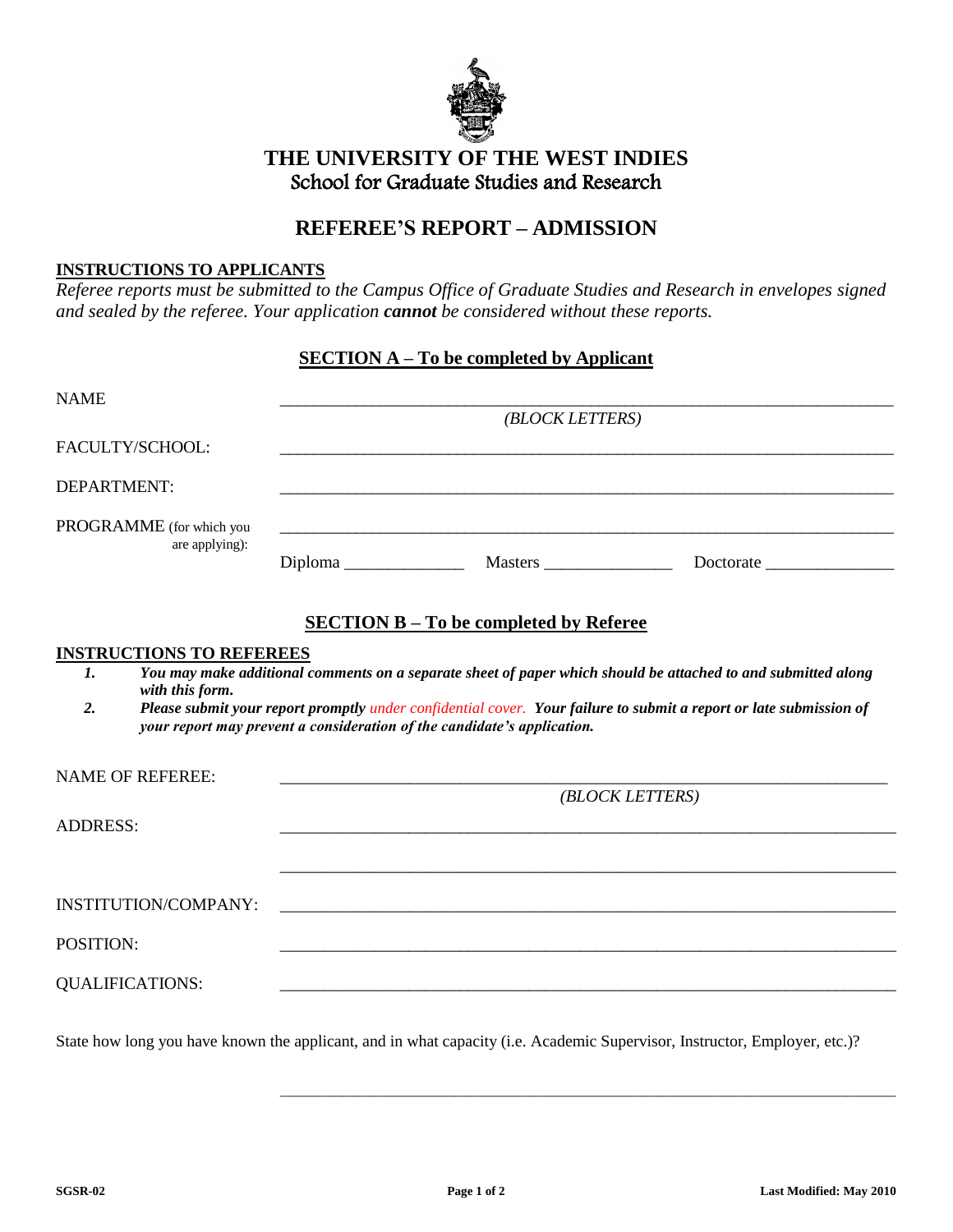# THE UNIVERSITY OF THE WEST INDIES

## School for Graduate Studies and Research

## REFEREE'S REPORT – ADMISSION

**INSTRUCTIONS TO APPLICANTS**

*Referee reports must be submitted to the Campus Office of Graduate Studies and Research in envelopes signed and sealed by the referee. Your application **cannot** be considered without these reports.*

### SECTION A – To be completed by Applicant

NAME ___________________________________________
*(BLOCK LETTERS)*

FACULTY/SCHOOL: ___________________________________________

DEPARTMENT: ___________________________________________

PROGRAMME (for which you are applying): ___________________________________________

Diploma ______________ Masters _______________ Doctorate _______________

### SECTION B – To be completed by Referee

**INSTRUCTIONS TO REFEREES**

1. ***You may make additional comments on a separate sheet of paper which should be attached to and submitted along with this form.***
2. ***Please submit your report promptly** under confidential cover. **Your failure to submit a report or late submission of your report may prevent a consideration of the candidate's application.***

NAME OF REFEREE: ___________________________________________
*(BLOCK LETTERS)*

ADDRESS: ___________________________________________

___________________________________________

INSTITUTION/COMPANY: ___________________________________________

POSITION: ___________________________________________

QUALIFICATIONS: ___________________________________________

State how long you have known the applicant, and in what capacity (i.e. Academic Supervisor, Instructor, Employer, etc.)?

___________________________________________

SGSR-02 Last Modified: May 2010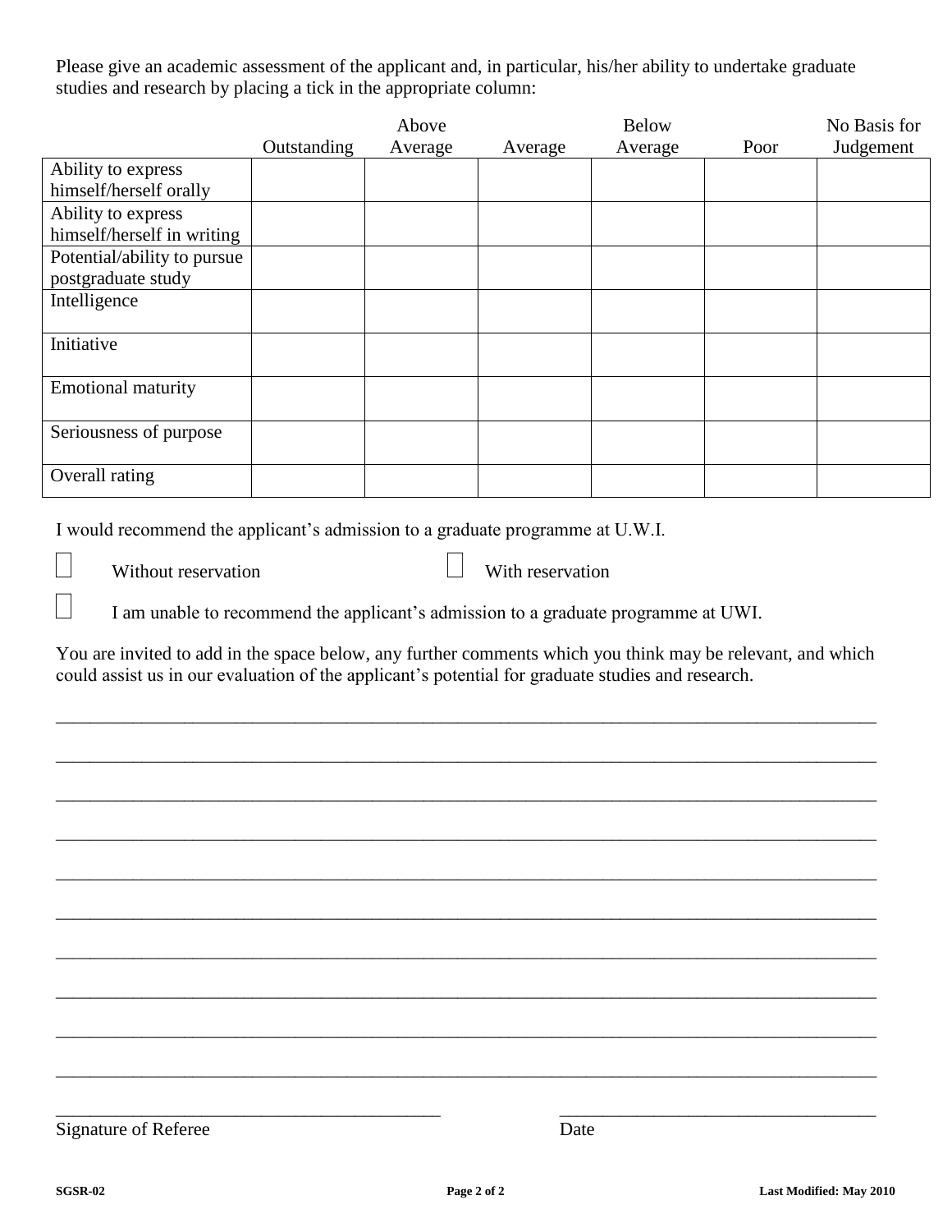Please give an academic assessment of the applicant and, in particular, his/her ability to undertake graduate studies and research by placing a tick in the appropriate column:

| | Outstanding | Above Average | Average | Below Average | Poor | No Basis for Judgement |
|---|---|---|---|---|---|---|
| Ability to express himself/herself orally | | | | | | |
| Ability to express himself/herself in writing | | | | | | |
| Potential/ability to pursue postgraduate study | | | | | | |
| Intelligence | | | | | | |
| Initiative | | | | | | |
| Emotional maturity | | | | | | |
| Seriousness of purpose | | | | | | |
| Overall rating | | | | | | |

I would recommend the applicant's admission to a graduate programme at U.W.I.

☐ Without reservation ☐ With reservation

☐ I am unable to recommend the applicant's admission to a graduate programme at UWI.

You are invited to add in the space below, any further comments which you think may be relevant, and which could assist us in our evaluation of the applicant's potential for graduate studies and research.

\_\_\_\_\_\_\_\_\_\_\_\_\_\_\_\_\_\_\_\_\_\_\_\_\_\_\_\_\_\_\_\_\_\_\_\_\_\_\_\_\_\_\_\_\_\_\_\_\_\_\_\_\_\_\_\_\_\_\_\_\_\_\_\_\_\_\_\_\_\_\_\_\_\_\_\_\_\_\_\_\_\_\_\_

\_\_\_\_\_\_\_\_\_\_\_\_\_\_\_\_\_\_\_\_\_\_\_\_\_\_\_\_\_\_\_\_\_\_\_\_\_\_\_\_\_\_\_\_\_\_\_\_\_\_\_\_\_\_\_\_\_\_\_\_\_\_\_\_\_\_\_\_\_\_\_\_\_\_\_\_\_\_\_\_\_\_\_\_

\_\_\_\_\_\_\_\_\_\_\_\_\_\_\_\_\_\_\_\_\_\_\_\_\_\_\_\_\_\_\_\_\_\_\_\_\_\_\_\_\_\_\_\_\_\_\_\_\_\_\_\_\_\_\_\_\_\_\_\_\_\_\_\_\_\_\_\_\_\_\_\_\_\_\_\_\_\_\_\_\_\_\_\_

\_\_\_\_\_\_\_\_\_\_\_\_\_\_\_\_\_\_\_\_\_\_\_\_\_\_\_\_\_\_\_\_\_\_\_\_\_\_\_\_\_\_\_\_\_\_\_\_\_\_\_\_\_\_\_\_\_\_\_\_\_\_\_\_\_\_\_\_\_\_\_\_\_\_\_\_\_\_\_\_\_\_\_\_

\_\_\_\_\_\_\_\_\_\_\_\_\_\_\_\_\_\_\_\_\_\_\_\_\_\_\_\_\_\_\_\_\_\_\_\_\_\_\_\_\_\_\_\_\_\_\_\_\_\_\_\_\_\_\_\_\_\_\_\_\_\_\_\_\_\_\_\_\_\_\_\_\_\_\_\_\_\_\_\_\_\_\_\_

\_\_\_\_\_\_\_\_\_\_\_\_\_\_\_\_\_\_\_\_\_\_\_\_\_\_\_\_\_\_\_\_\_\_\_\_\_\_\_\_\_\_\_\_\_\_\_\_\_\_\_\_\_\_\_\_\_\_\_\_\_\_\_\_\_\_\_\_\_\_\_\_\_\_\_\_\_\_\_\_\_\_\_\_

\_\_\_\_\_\_\_\_\_\_\_\_\_\_\_\_\_\_\_\_\_\_\_\_\_\_\_\_\_\_\_\_\_\_\_\_\_\_\_\_\_\_\_\_\_\_\_\_\_\_\_\_\_\_\_\_\_\_\_\_\_\_\_\_\_\_\_\_\_\_\_\_\_\_\_\_\_\_\_\_\_\_\_\_

\_\_\_\_\_\_\_\_\_\_\_\_\_\_\_\_\_\_\_\_\_\_\_\_\_\_\_\_\_\_\_\_\_\_\_\_\_\_\_\_\_\_\_\_\_\_\_\_\_\_\_\_\_\_\_\_\_\_\_\_\_\_\_\_\_\_\_\_\_\_\_\_\_\_\_\_\_\_\_\_\_\_\_\_

\_\_\_\_\_\_\_\_\_\_\_\_\_\_\_\_\_\_\_\_\_\_\_\_\_\_\_\_\_\_\_\_\_\_\_\_\_\_\_\_\_\_\_\_\_\_\_\_\_\_\_\_\_\_\_\_\_\_\_\_\_\_\_\_\_\_\_\_\_\_\_\_\_\_\_\_\_\_\_\_\_\_\_\_

\_\_\_\_\_\_\_\_\_\_\_\_\_\_\_\_\_\_\_\_\_\_\_\_\_\_\_\_\_\_\_\_\_\_\_\_\_\_\_\_\_\_\_\_\_\_\_\_\_\_\_\_\_\_\_\_\_\_\_\_\_\_\_\_\_\_\_\_\_\_\_\_\_\_\_\_\_\_\_\_\_\_\_\_

\_\_\_\_\_\_\_\_\_\_\_\_\_\_\_\_\_\_\_\_\_\_\_\_\_\_\_\_\_\_\_\_\_\_\_\_\_\_\_\_ \_\_\_\_\_\_\_\_\_\_\_\_\_\_\_\_\_\_\_\_\_\_\_\_\_\_\_\_\_\_\_\_\_\_\_\_

Signature of Referee Date

SGSR-02 Last Modified: May 2010